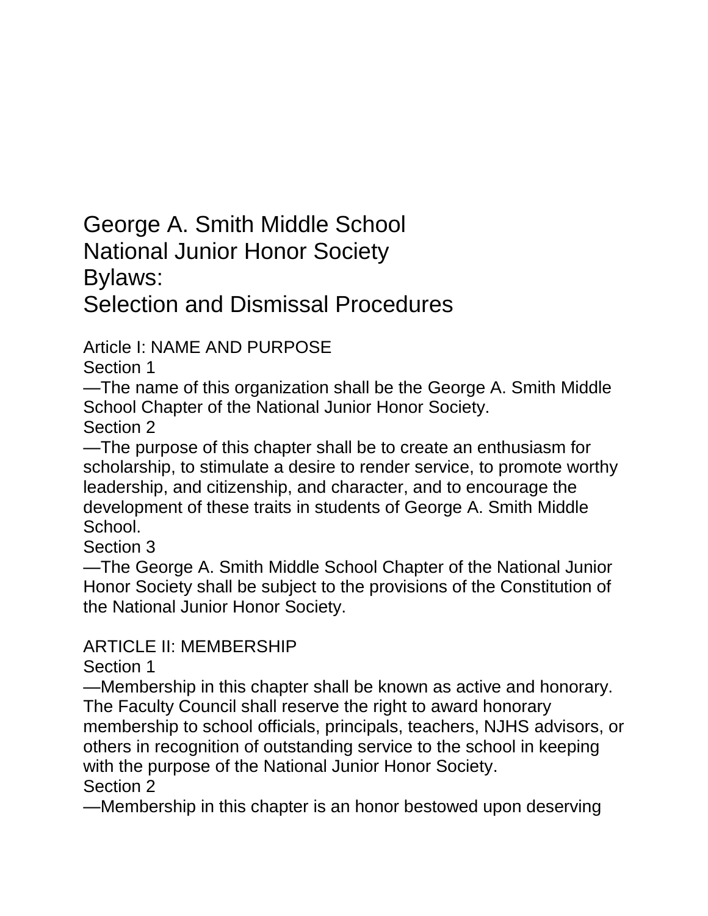# George A. Smith Middle School National Junior Honor Society Bylaws: Selection and Dismissal Procedures

## Article I: NAME AND PURPOSE

Section 1

—The name of this organization shall be the George A. Smith Middle School Chapter of the National Junior Honor Society.

Section 2

—The purpose of this chapter shall be to create an enthusiasm for scholarship, to stimulate a desire to render service, to promote worthy leadership, and citizenship, and character, and to encourage the development of these traits in students of George A. Smith Middle School.

Section 3

—The George A. Smith Middle School Chapter of the National Junior Honor Society shall be subject to the provisions of the Constitution of the National Junior Honor Society.

## ARTICLE II: MEMBERSHIP

Section 1

—Membership in this chapter shall be known as active and honorary. The Faculty Council shall reserve the right to award honorary membership to school officials, principals, teachers, NJHS advisors, or others in recognition of outstanding service to the school in keeping with the purpose of the National Junior Honor Society.

Section 2

—Membership in this chapter is an honor bestowed upon deserving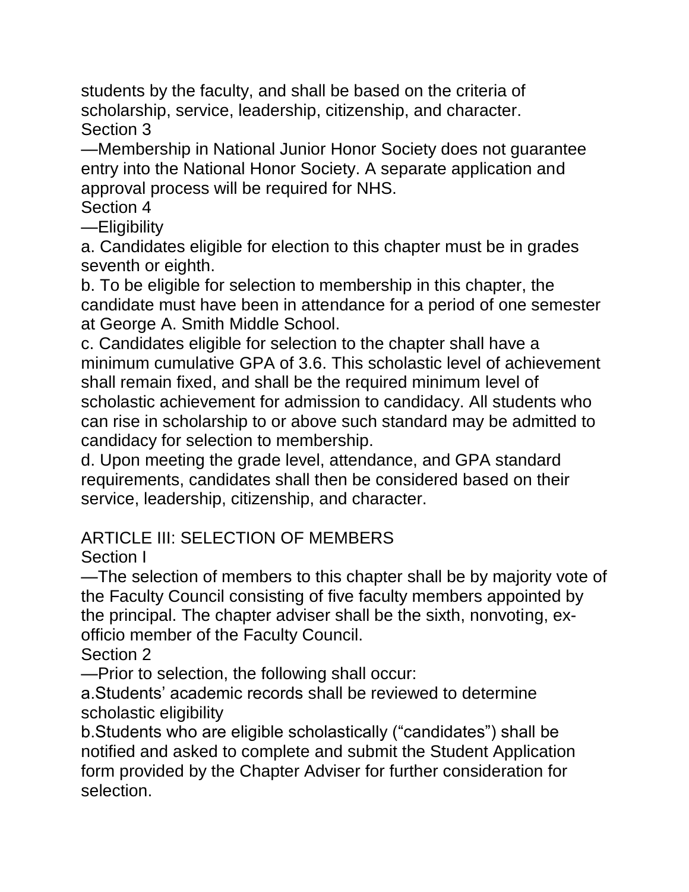students by the faculty, and shall be based on the criteria of scholarship, service, leadership, citizenship, and character.

Section 3

—Membership in National Junior Honor Society does not guarantee entry into the National Honor Society. A separate application and approval process will be required for NHS.

Section 4

—Eligibility

a. Candidates eligible for election to this chapter must be in grades seventh or eighth.

b. To be eligible for selection to membership in this chapter, the candidate must have been in attendance for a period of one semester at George A. Smith Middle School.

c. Candidates eligible for selection to the chapter shall have a minimum cumulative GPA of 3.6. This scholastic level of achievement shall remain fixed, and shall be the required minimum level of scholastic achievement for admission to candidacy. All students who can rise in scholarship to or above such standard may be admitted to candidacy for selection to membership.

d. Upon meeting the grade level, attendance, and GPA standard requirements, candidates shall then be considered based on their service, leadership, citizenship, and character.

## ARTICLE III: SELECTION OF MEMBERS

Section I

—The selection of members to this chapter shall be by majority vote of the Faculty Council consisting of five faculty members appointed by the principal. The chapter adviser shall be the sixth, nonvoting, ex-officio member of the Faculty Council.

Section 2

—Prior to selection, the following shall occur:

a.Students' academic records shall be reviewed to determine scholastic eligibility

b.Students who are eligible scholastically ("candidates") shall be notified and asked to complete and submit the Student Application form provided by the Chapter Adviser for further consideration for selection.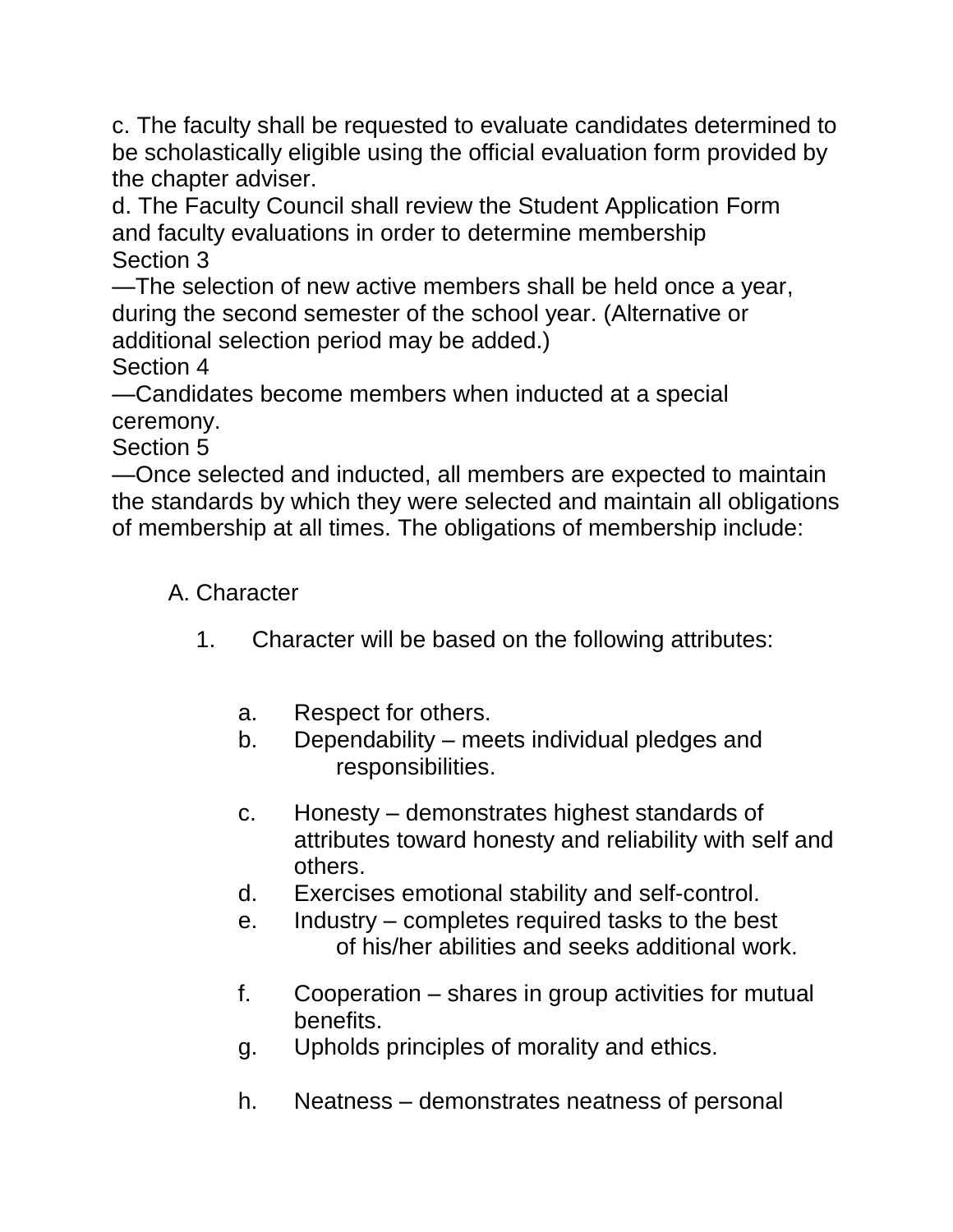c. The faculty shall be requested to evaluate candidates determined to be scholastically eligible using the official evaluation form provided by the chapter adviser.

d. The Faculty Council shall review the Student Application Form and faculty evaluations in order to determine membership

Section 3

—The selection of new active members shall be held once a year, during the second semester of the school year. (Alternative or additional selection period may be added.)

Section 4

—Candidates become members when inducted at a special ceremony.

Section 5

—Once selected and inducted, all members are expected to maintain the standards by which they were selected and maintain all obligations of membership at all times. The obligations of membership include:

A. Character

1. Character will be based on the following attributes:

   a. Respect for others.
   b. Dependability – meets individual pledges and responsibilities.
   c. Honesty – demonstrates highest standards of attributes toward honesty and reliability with self and others.
   d. Exercises emotional stability and self-control.
   e. Industry – completes required tasks to the best of his/her abilities and seeks additional work.
   f. Cooperation – shares in group activities for mutual benefits.
   g. Upholds principles of morality and ethics.
   h. Neatness – demonstrates neatness of personal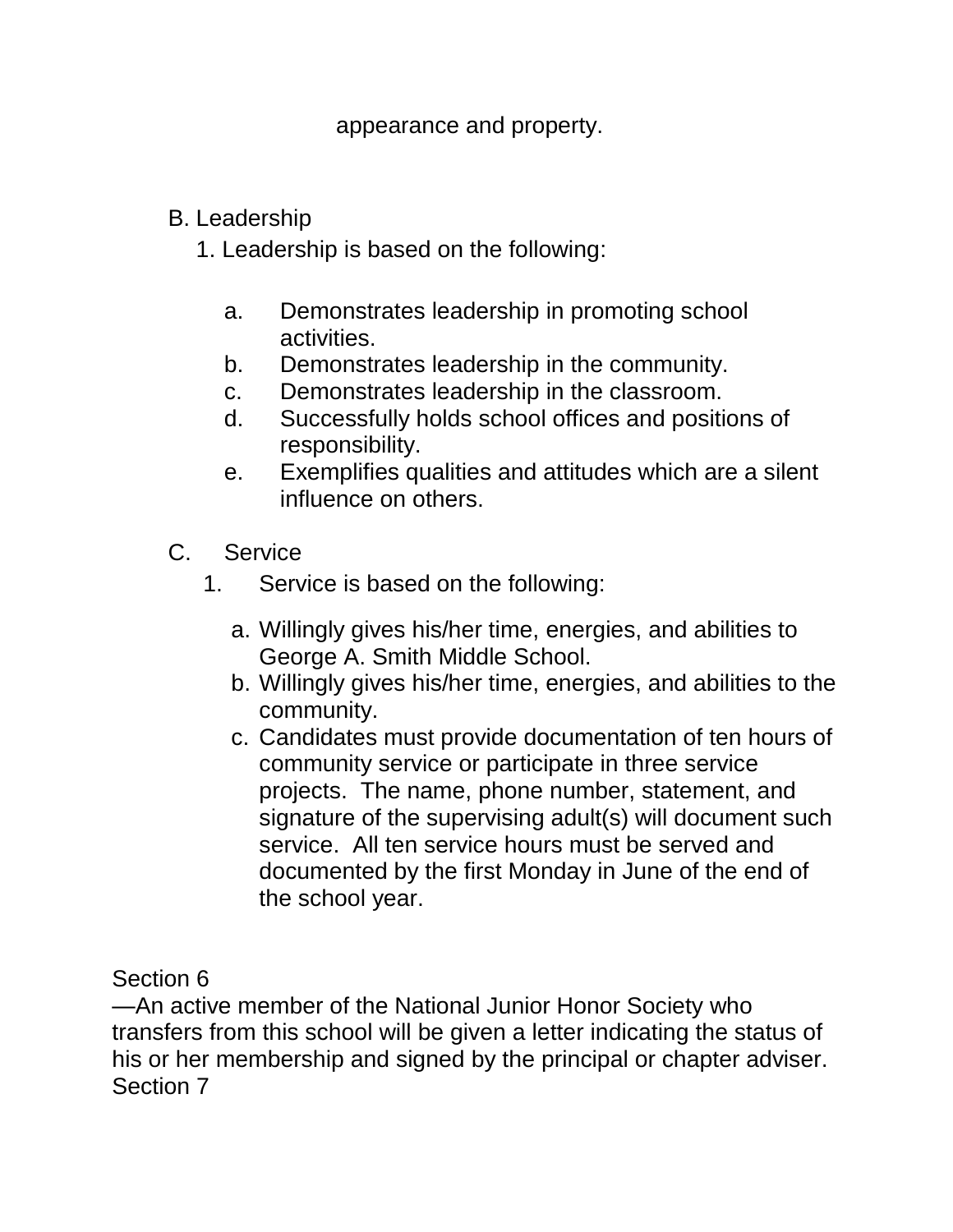appearance and property.

B. Leadership

1. Leadership is based on the following:

   a. Demonstrates leadership in promoting school activities.
   b. Demonstrates leadership in the community.
   c. Demonstrates leadership in the classroom.
   d. Successfully holds school offices and positions of responsibility.
   e. Exemplifies qualities and attitudes which are a silent influence on others.

C. Service

1. Service is based on the following:

   a. Willingly gives his/her time, energies, and abilities to George A. Smith Middle School.
   b. Willingly gives his/her time, energies, and abilities to the community.
   c. Candidates must provide documentation of ten hours of community service or participate in three service projects. The name, phone number, statement, and signature of the supervising adult(s) will document such service. All ten service hours must be served and documented by the first Monday in June of the end of the school year.

Section 6

—An active member of the National Junior Honor Society who transfers from this school will be given a letter indicating the status of his or her membership and signed by the principal or chapter adviser.

Section 7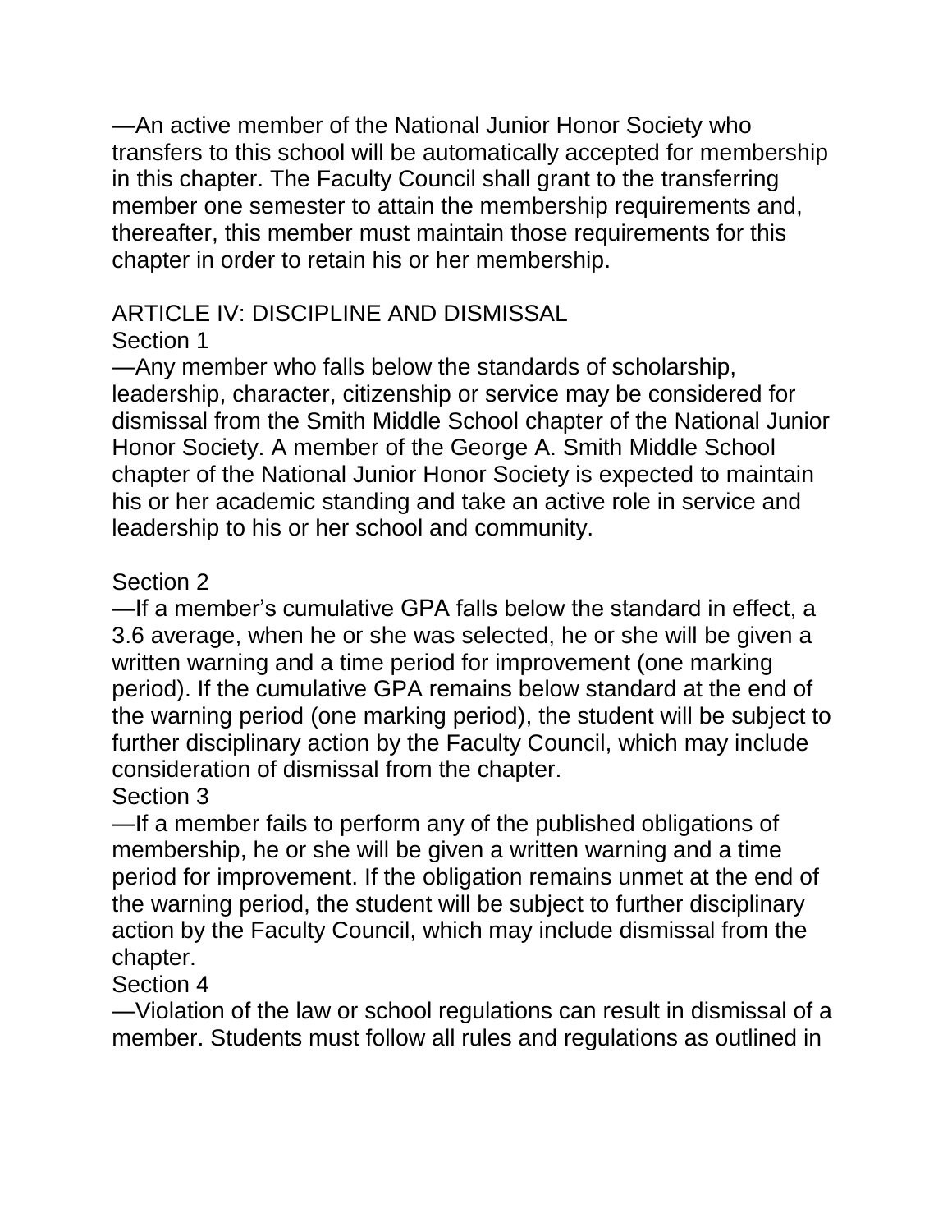—An active member of the National Junior Honor Society who transfers to this school will be automatically accepted for membership in this chapter. The Faculty Council shall grant to the transferring member one semester to attain the membership requirements and, thereafter, this member must maintain those requirements for this chapter in order to retain his or her membership.

## ARTICLE IV: DISCIPLINE AND DISMISSAL

Section 1

—Any member who falls below the standards of scholarship, leadership, character, citizenship or service may be considered for dismissal from the Smith Middle School chapter of the National Junior Honor Society. A member of the George A. Smith Middle School chapter of the National Junior Honor Society is expected to maintain his or her academic standing and take an active role in service and leadership to his or her school and community.

Section 2

—If a member's cumulative GPA falls below the standard in effect, a 3.6 average, when he or she was selected, he or she will be given a written warning and a time period for improvement (one marking period). If the cumulative GPA remains below standard at the end of the warning period (one marking period), the student will be subject to further disciplinary action by the Faculty Council, which may include consideration of dismissal from the chapter.

Section 3

—If a member fails to perform any of the published obligations of membership, he or she will be given a written warning and a time period for improvement. If the obligation remains unmet at the end of the warning period, the student will be subject to further disciplinary action by the Faculty Council, which may include dismissal from the chapter.

Section 4

—Violation of the law or school regulations can result in dismissal of a member. Students must follow all rules and regulations as outlined in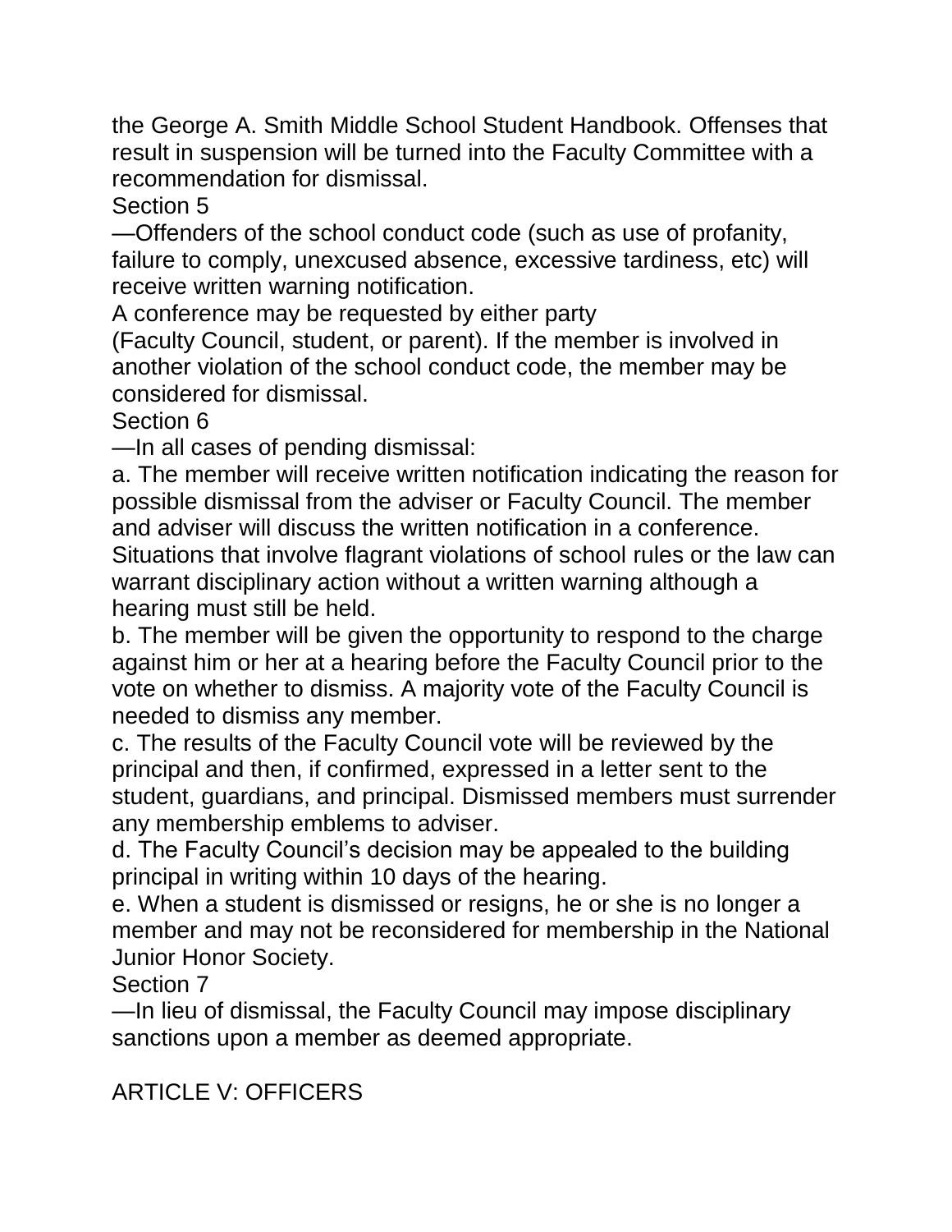the George A. Smith Middle School Student Handbook. Offenses that result in suspension will be turned into the Faculty Committee with a recommendation for dismissal.

Section 5

—Offenders of the school conduct code (such as use of profanity, failure to comply, unexcused absence, excessive tardiness, etc) will receive written warning notification.

A conference may be requested by either party (Faculty Council, student, or parent). If the member is involved in another violation of the school conduct code, the member may be considered for dismissal.

Section 6

—In all cases of pending dismissal:

a. The member will receive written notification indicating the reason for possible dismissal from the adviser or Faculty Council. The member and adviser will discuss the written notification in a conference. Situations that involve flagrant violations of school rules or the law can warrant disciplinary action without a written warning although a hearing must still be held.

b. The member will be given the opportunity to respond to the charge against him or her at a hearing before the Faculty Council prior to the vote on whether to dismiss. A majority vote of the Faculty Council is needed to dismiss any member.

c. The results of the Faculty Council vote will be reviewed by the principal and then, if confirmed, expressed in a letter sent to the student, guardians, and principal. Dismissed members must surrender any membership emblems to adviser.

d. The Faculty Council's decision may be appealed to the building principal in writing within 10 days of the hearing.

e. When a student is dismissed or resigns, he or she is no longer a member and may not be reconsidered for membership in the National Junior Honor Society.

Section 7

—In lieu of dismissal, the Faculty Council may impose disciplinary sanctions upon a member as deemed appropriate.

## ARTICLE V: OFFICERS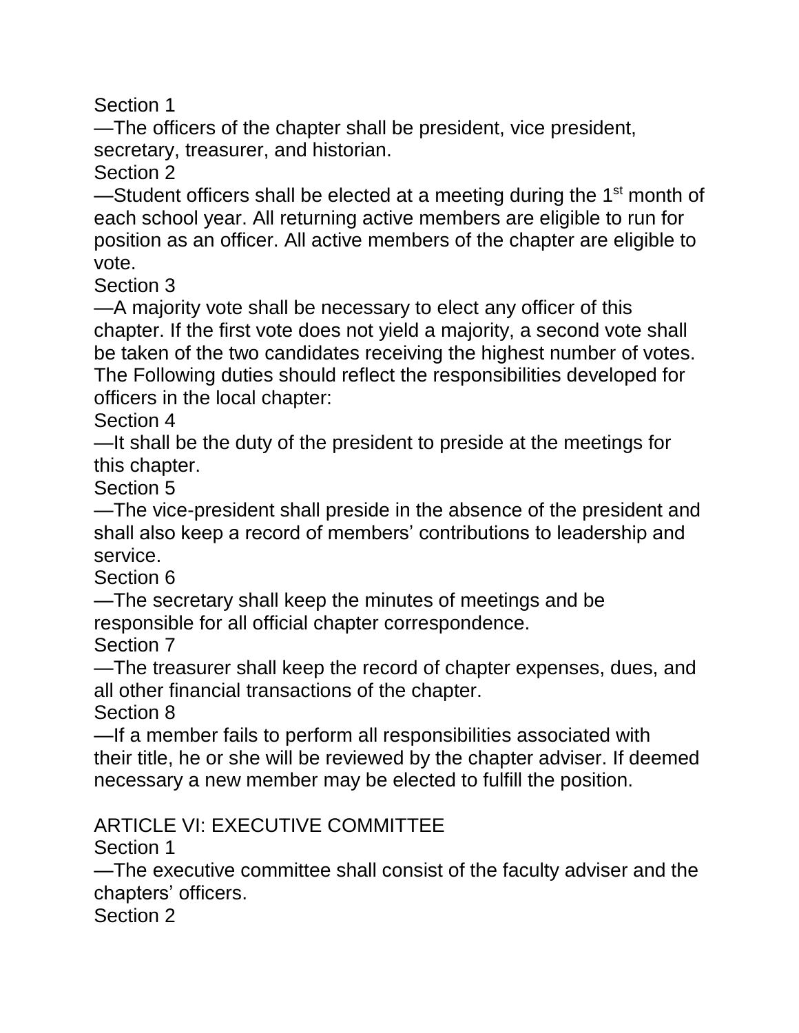Section 1

—The officers of the chapter shall be president, vice president, secretary, treasurer, and historian.

Section 2

—Student officers shall be elected at a meeting during the 1st month of each school year. All returning active members are eligible to run for position as an officer. All active members of the chapter are eligible to vote.

Section 3

—A majority vote shall be necessary to elect any officer of this chapter. If the first vote does not yield a majority, a second vote shall be taken of the two candidates receiving the highest number of votes. The Following duties should reflect the responsibilities developed for officers in the local chapter:

Section 4

—It shall be the duty of the president to preside at the meetings for this chapter.

Section 5

—The vice-president shall preside in the absence of the president and shall also keep a record of members' contributions to leadership and service.

Section 6

—The secretary shall keep the minutes of meetings and be responsible for all official chapter correspondence.

Section 7

—The treasurer shall keep the record of chapter expenses, dues, and all other financial transactions of the chapter.

Section 8

—If a member fails to perform all responsibilities associated with their title, he or she will be reviewed by the chapter adviser. If deemed necessary a new member may be elected to fulfill the position.

## ARTICLE VI: EXECUTIVE COMMITTEE

Section 1

—The executive committee shall consist of the faculty adviser and the chapters' officers.

Section 2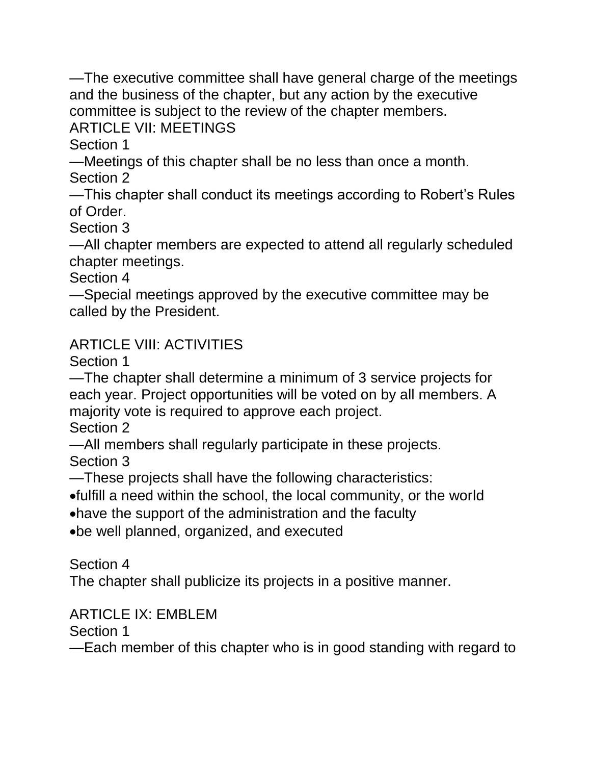—The executive committee shall have general charge of the meetings and the business of the chapter, but any action by the executive committee is subject to the review of the chapter members.

## ARTICLE VII: MEETINGS

Section 1

—Meetings of this chapter shall be no less than once a month.

Section 2

—This chapter shall conduct its meetings according to Robert's Rules of Order.

Section 3

—All chapter members are expected to attend all regularly scheduled chapter meetings.

Section 4

—Special meetings approved by the executive committee may be called by the President.

## ARTICLE VIII: ACTIVITIES

Section 1

—The chapter shall determine a minimum of 3 service projects for each year. Project opportunities will be voted on by all members. A majority vote is required to approve each project.

Section 2

—All members shall regularly participate in these projects.

Section 3

—These projects shall have the following characteristics:

- fulfill a need within the school, the local community, or the world
- have the support of the administration and the faculty
- be well planned, organized, and executed

Section 4

The chapter shall publicize its projects in a positive manner.

## ARTICLE IX: EMBLEM

Section 1

—Each member of this chapter who is in good standing with regard to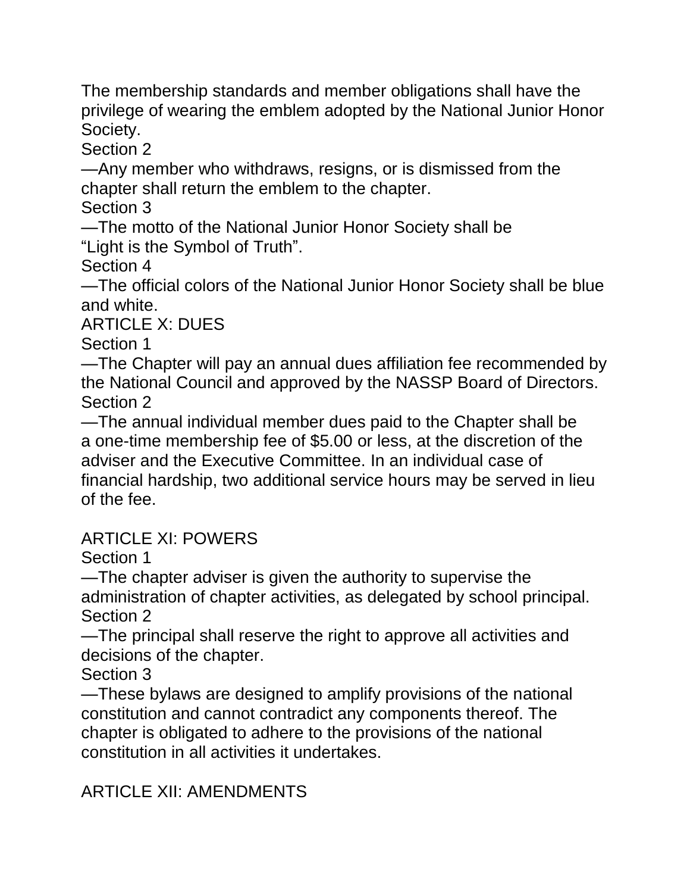The membership standards and member obligations shall have the privilege of wearing the emblem adopted by the National Junior Honor Society.

Section 2

—Any member who withdraws, resigns, or is dismissed from the chapter shall return the emblem to the chapter.

Section 3

—The motto of the National Junior Honor Society shall be "Light is the Symbol of Truth".

Section 4

—The official colors of the National Junior Honor Society shall be blue and white.

ARTICLE X: DUES

Section 1

—The Chapter will pay an annual dues affiliation fee recommended by the National Council and approved by the NASSP Board of Directors.

Section 2

—The annual individual member dues paid to the Chapter shall be a one-time membership fee of $5.00 or less, at the discretion of the adviser and the Executive Committee. In an individual case of financial hardship, two additional service hours may be served in lieu of the fee.

ARTICLE XI: POWERS

Section 1

—The chapter adviser is given the authority to supervise the administration of chapter activities, as delegated by school principal.

Section 2

—The principal shall reserve the right to approve all activities and decisions of the chapter.

Section 3

—These bylaws are designed to amplify provisions of the national constitution and cannot contradict any components thereof. The chapter is obligated to adhere to the provisions of the national constitution in all activities it undertakes.

ARTICLE XII: AMENDMENTS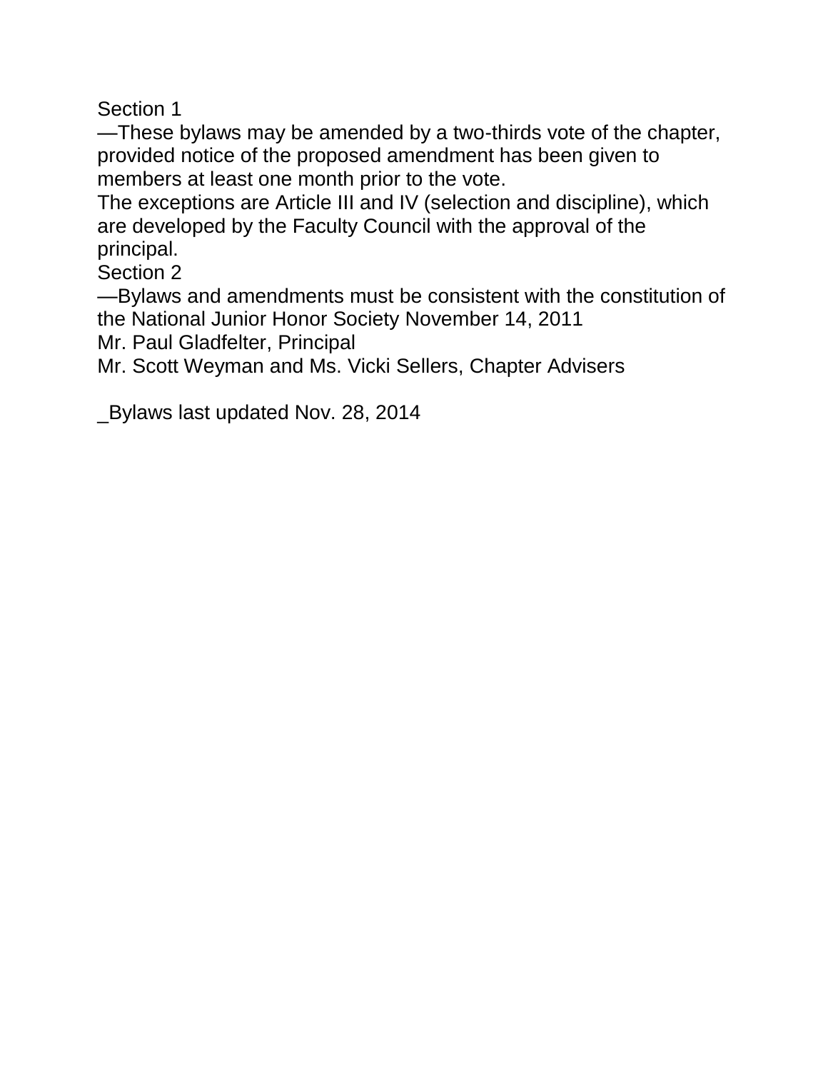Section 1

—These bylaws may be amended by a two-thirds vote of the chapter, provided notice of the proposed amendment has been given to members at least one month prior to the vote.

The exceptions are Article III and IV (selection and discipline), which are developed by the Faculty Council with the approval of the principal.

Section 2

—Bylaws and amendments must be consistent with the constitution of the National Junior Honor Society November 14, 2011

Mr. Paul Gladfelter, Principal

Mr. Scott Weyman and Ms. Vicki Sellers, Chapter Advisers

_Bylaws last updated Nov. 28, 2014